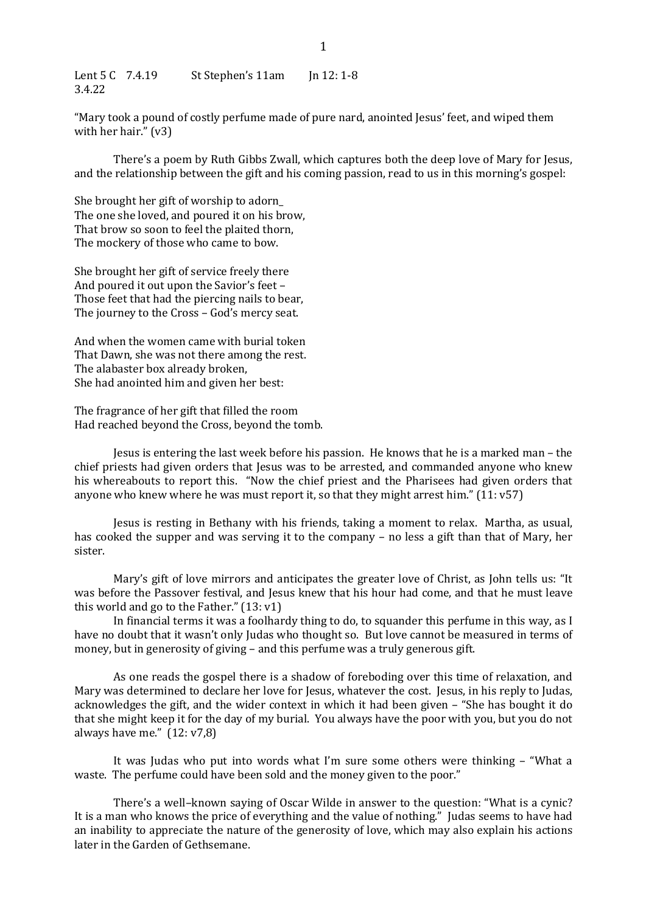Lent 5 C 7.4.19 St Stephen's 11am Jn 12: 1-8
3.4.22

"Mary took a pound of costly perfume made of pure nard, anointed Jesus' feet, and wiped them with her hair." (v3)

There's a poem by Ruth Gibbs Zwall, which captures both the deep love of Mary for Jesus, and the relationship between the gift and his coming passion, read to us in this morning's gospel:

She brought her gift of worship to adorn_
The one she loved, and poured it on his brow,
That brow so soon to feel the plaited thorn,
The mockery of those who came to bow.

She brought her gift of service freely there
And poured it out upon the Savior's feet –
Those feet that had the piercing nails to bear,
The journey to the Cross – God's mercy seat.

And when the women came with burial token
That Dawn, she was not there among the rest.
The alabaster box already broken,
She had anointed him and given her best:

The fragrance of her gift that filled the room
Had reached beyond the Cross, beyond the tomb.

Jesus is entering the last week before his passion. He knows that he is a marked man – the chief priests had given orders that Jesus was to be arrested, and commanded anyone who knew his whereabouts to report this. "Now the chief priest and the Pharisees had given orders that anyone who knew where he was must report it, so that they might arrest him." (11: v57)

Jesus is resting in Bethany with his friends, taking a moment to relax. Martha, as usual, has cooked the supper and was serving it to the company – no less a gift than that of Mary, her sister.

Mary's gift of love mirrors and anticipates the greater love of Christ, as John tells us: "It was before the Passover festival, and Jesus knew that his hour had come, and that he must leave this world and go to the Father." (13: v1)

In financial terms it was a foolhardy thing to do, to squander this perfume in this way, as I have no doubt that it wasn't only Judas who thought so. But love cannot be measured in terms of money, but in generosity of giving – and this perfume was a truly generous gift.

As one reads the gospel there is a shadow of foreboding over this time of relaxation, and Mary was determined to declare her love for Jesus, whatever the cost. Jesus, in his reply to Judas, acknowledges the gift, and the wider context in which it had been given – "She has bought it do that she might keep it for the day of my burial. You always have the poor with you, but you do not always have me." (12: v7,8)

It was Judas who put into words what I'm sure some others were thinking – "What a waste. The perfume could have been sold and the money given to the poor."

There's a well–known saying of Oscar Wilde in answer to the question: "What is a cynic? It is a man who knows the price of everything and the value of nothing." Judas seems to have had an inability to appreciate the nature of the generosity of love, which may also explain his actions later in the Garden of Gethsemane.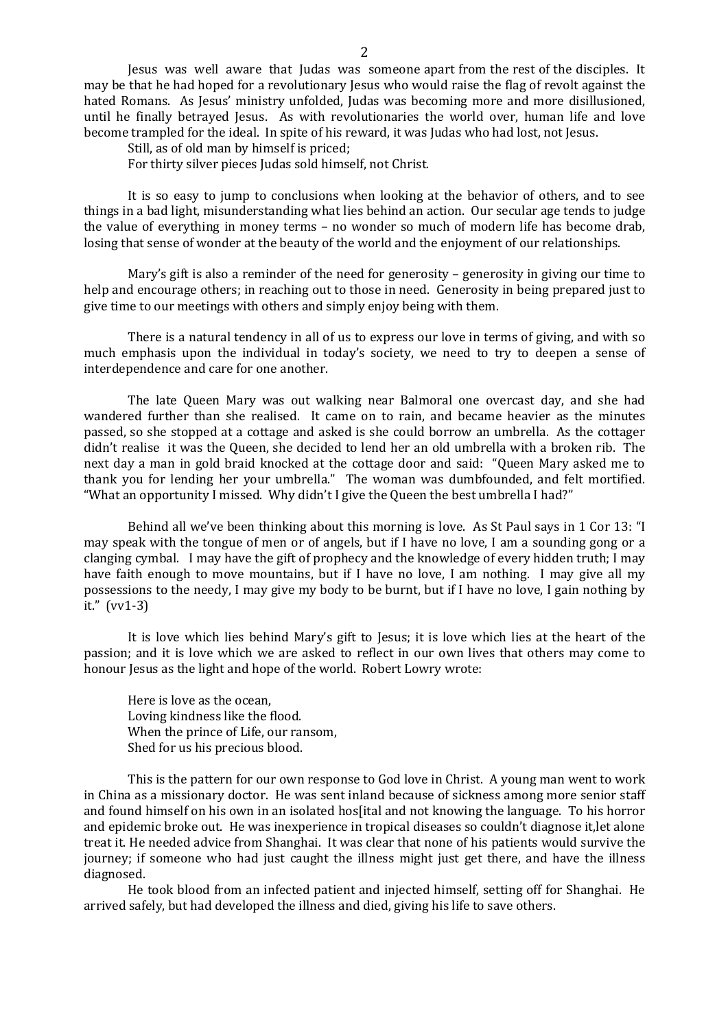Jesus was well aware that Judas was someone apart from the rest of the disciples. It may be that he had hoped for a revolutionary Jesus who would raise the flag of revolt against the hated Romans. As Jesus' ministry unfolded, Judas was becoming more and more disillusioned, until he finally betrayed Jesus. As with revolutionaries the world over, human life and love become trampled for the ideal. In spite of his reward, it was Judas who had lost, not Jesus.

Still, as of old man by himself is priced;  
For thirty silver pieces Judas sold himself, not Christ.

It is so easy to jump to conclusions when looking at the behavior of others, and to see things in a bad light, misunderstanding what lies behind an action. Our secular age tends to judge the value of everything in money terms – no wonder so much of modern life has become drab, losing that sense of wonder at the beauty of the world and the enjoyment of our relationships.

Mary's gift is also a reminder of the need for generosity – generosity in giving our time to help and encourage others; in reaching out to those in need. Generosity in being prepared just to give time to our meetings with others and simply enjoy being with them.

There is a natural tendency in all of us to express our love in terms of giving, and with so much emphasis upon the individual in today's society, we need to try to deepen a sense of interdependence and care for one another.

The late Queen Mary was out walking near Balmoral one overcast day, and she had wandered further than she realised. It came on to rain, and became heavier as the minutes passed, so she stopped at a cottage and asked is she could borrow an umbrella. As the cottager didn't realise it was the Queen, she decided to lend her an old umbrella with a broken rib. The next day a man in gold braid knocked at the cottage door and said: "Queen Mary asked me to thank you for lending her your umbrella." The woman was dumbfounded, and felt mortified. "What an opportunity I missed. Why didn't I give the Queen the best umbrella I had?"

Behind all we've been thinking about this morning is love. As St Paul says in 1 Cor 13: "I may speak with the tongue of men or of angels, but if I have no love, I am a sounding gong or a clanging cymbal. I may have the gift of prophecy and the knowledge of every hidden truth; I may have faith enough to move mountains, but if I have no love, I am nothing. I may give all my possessions to the needy, I may give my body to be burnt, but if I have no love, I gain nothing by it." (vv1-3)

It is love which lies behind Mary's gift to Jesus; it is love which lies at the heart of the passion; and it is love which we are asked to reflect in our own lives that others may come to honour Jesus as the light and hope of the world. Robert Lowry wrote:

Here is love as the ocean,  
Loving kindness like the flood.  
When the prince of Life, our ransom,  
Shed for us his precious blood.

This is the pattern for our own response to God love in Christ. A young man went to work in China as a missionary doctor. He was sent inland because of sickness among more senior staff and found himself on his own in an isolated hos[ital and not knowing the language. To his horror and epidemic broke out. He was inexperience in tropical diseases so couldn't diagnose it,let alone treat it. He needed advice from Shanghai. It was clear that none of his patients would survive the journey; if someone who had just caught the illness might just get there, and have the illness diagnosed.

He took blood from an infected patient and injected himself, setting off for Shanghai. He arrived safely, but had developed the illness and died, giving his life to save others.